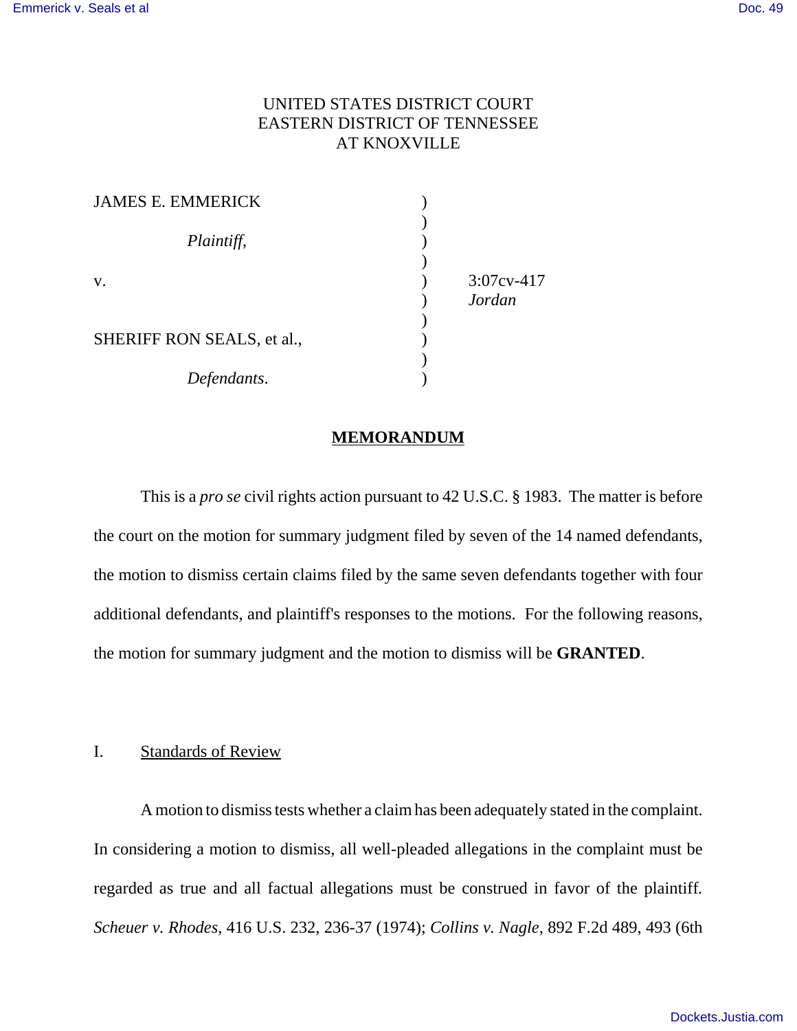UNITED STATES DISTRICT COURT
EASTERN DISTRICT OF TENNESSEE
AT KNOXVILLE

| | | |
|---|---|---|
| JAMES E. EMMERICK | ) | |
| *Plaintiff,* | ) | |
| v. | ) | 3:07cv-417 |
| | ) | *Jordan* |
| SHERIFF RON SEALS, et al., | ) | |
| *Defendants.* | ) | |

## MEMORANDUM

This is a *pro se* civil rights action pursuant to 42 U.S.C. § 1983. The matter is before the court on the motion for summary judgment filed by seven of the 14 named defendants, the motion to dismiss certain claims filed by the same seven defendants together with four additional defendants, and plaintiff's responses to the motions. For the following reasons, the motion for summary judgment and the motion to dismiss will be **GRANTED**.

### I. Standards of Review

A motion to dismiss tests whether a claim has been adequately stated in the complaint. In considering a motion to dismiss, all well-pleaded allegations in the complaint must be regarded as true and all factual allegations must be construed in favor of the plaintiff. *Scheuer v. Rhodes*, 416 U.S. 232, 236-37 (1974); *Collins v. Nagle*, 892 F.2d 489, 493 (6th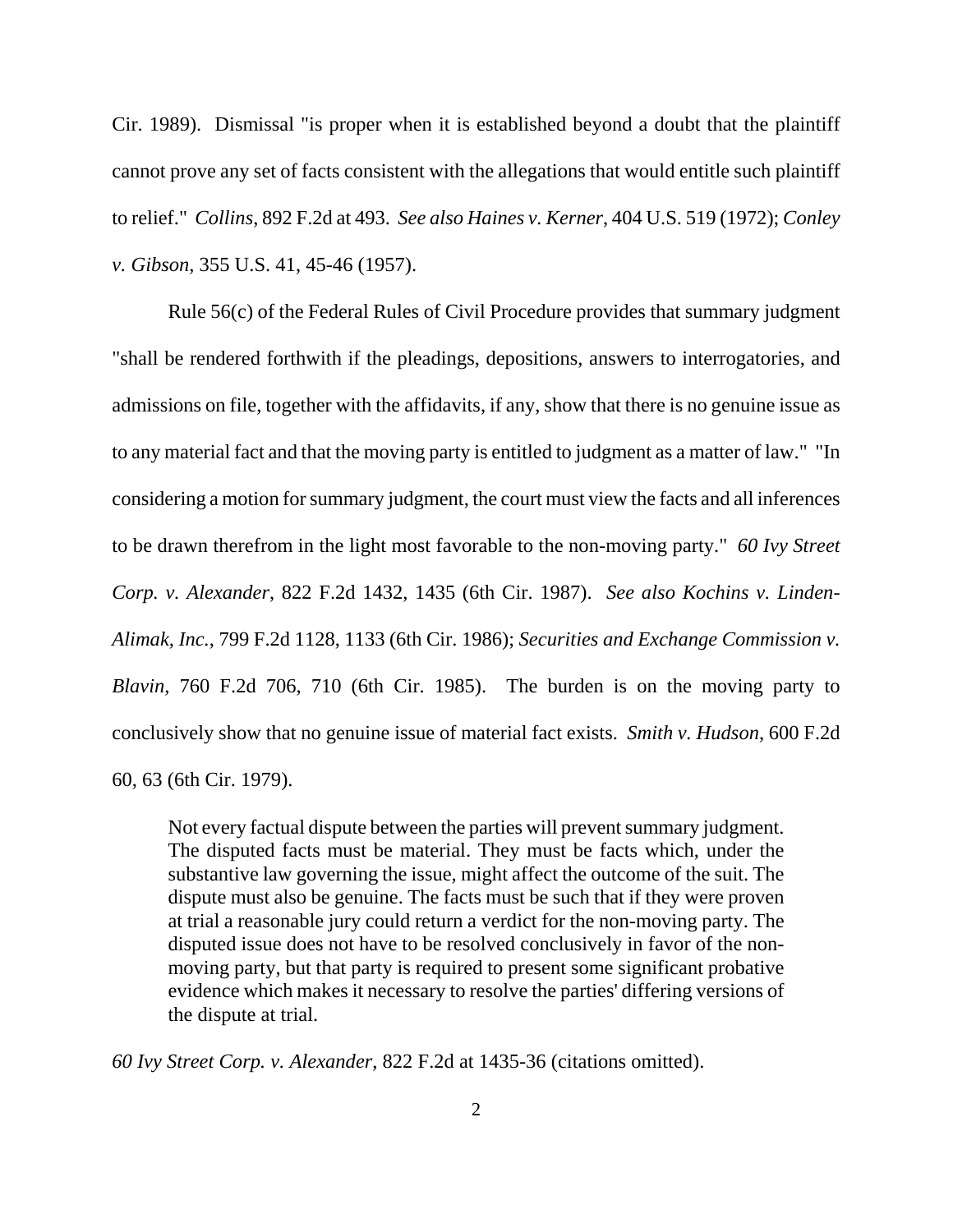Cir. 1989). Dismissal "is proper when it is established beyond a doubt that the plaintiff cannot prove any set of facts consistent with the allegations that would entitle such plaintiff to relief." *Collins*, 892 F.2d at 493. *See also Haines v. Kerner*, 404 U.S. 519 (1972); *Conley v. Gibson*, 355 U.S. 41, 45-46 (1957).

Rule 56(c) of the Federal Rules of Civil Procedure provides that summary judgment "shall be rendered forthwith if the pleadings, depositions, answers to interrogatories, and admissions on file, together with the affidavits, if any, show that there is no genuine issue as to any material fact and that the moving party is entitled to judgment as a matter of law." "In considering a motion for summary judgment, the court must view the facts and all inferences to be drawn therefrom in the light most favorable to the non-moving party." *60 Ivy Street Corp. v. Alexander*, 822 F.2d 1432, 1435 (6th Cir. 1987). *See also Kochins v. Linden-Alimak, Inc.*, 799 F.2d 1128, 1133 (6th Cir. 1986); *Securities and Exchange Commission v. Blavin*, 760 F.2d 706, 710 (6th Cir. 1985). The burden is on the moving party to conclusively show that no genuine issue of material fact exists. *Smith v. Hudson*, 600 F.2d 60, 63 (6th Cir. 1979).

> Not every factual dispute between the parties will prevent summary judgment. The disputed facts must be material. They must be facts which, under the substantive law governing the issue, might affect the outcome of the suit. The dispute must also be genuine. The facts must be such that if they were proven at trial a reasonable jury could return a verdict for the non-moving party. The disputed issue does not have to be resolved conclusively in favor of the non-moving party, but that party is required to present some significant probative evidence which makes it necessary to resolve the parties' differing versions of the dispute at trial.

*60 Ivy Street Corp. v. Alexander*, 822 F.2d at 1435-36 (citations omitted).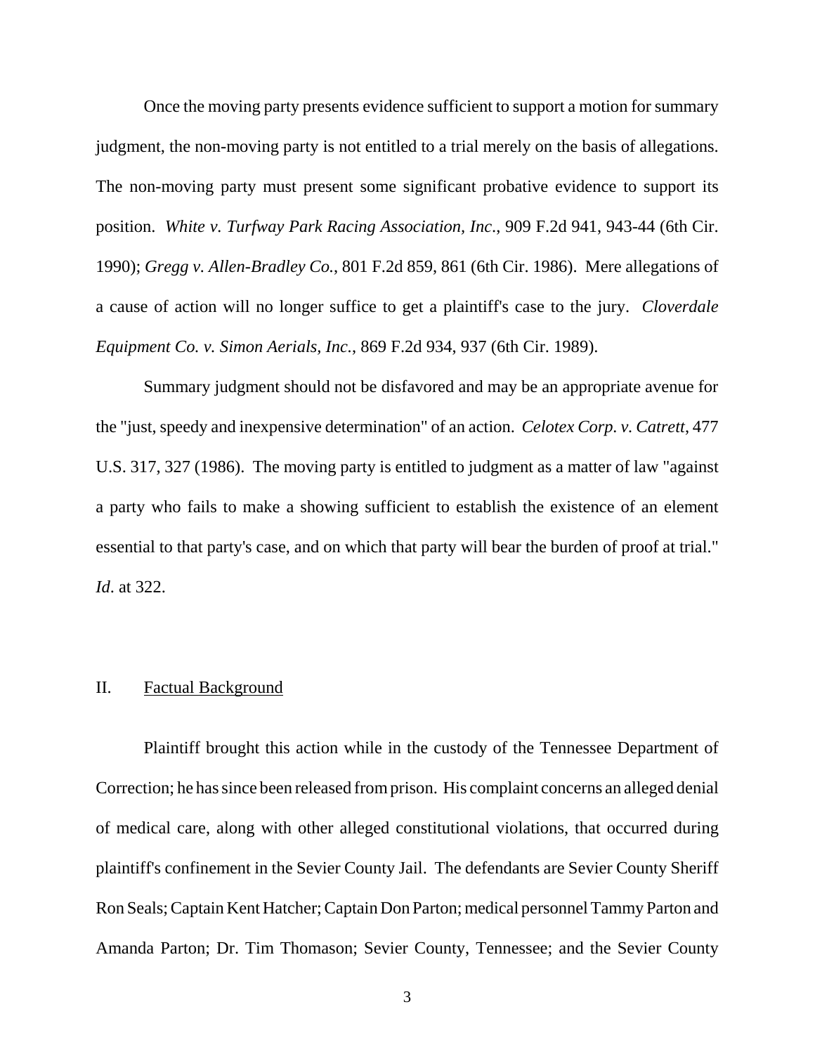Once the moving party presents evidence sufficient to support a motion for summary judgment, the non-moving party is not entitled to a trial merely on the basis of allegations. The non-moving party must present some significant probative evidence to support its position. *White v. Turfway Park Racing Association, Inc.*, 909 F.2d 941, 943-44 (6th Cir. 1990); *Gregg v. Allen-Bradley Co.*, 801 F.2d 859, 861 (6th Cir. 1986). Mere allegations of a cause of action will no longer suffice to get a plaintiff's case to the jury. *Cloverdale Equipment Co. v. Simon Aerials, Inc.*, 869 F.2d 934, 937 (6th Cir. 1989).

Summary judgment should not be disfavored and may be an appropriate avenue for the "just, speedy and inexpensive determination" of an action. *Celotex Corp. v. Catrett*, 477 U.S. 317, 327 (1986). The moving party is entitled to judgment as a matter of law "against a party who fails to make a showing sufficient to establish the existence of an element essential to that party's case, and on which that party will bear the burden of proof at trial." *Id*. at 322.

## II. Factual Background

Plaintiff brought this action while in the custody of the Tennessee Department of Correction; he has since been released from prison. His complaint concerns an alleged denial of medical care, along with other alleged constitutional violations, that occurred during plaintiff's confinement in the Sevier County Jail. The defendants are Sevier County Sheriff Ron Seals; Captain Kent Hatcher; Captain Don Parton; medical personnel Tammy Parton and Amanda Parton; Dr. Tim Thomason; Sevier County, Tennessee; and the Sevier County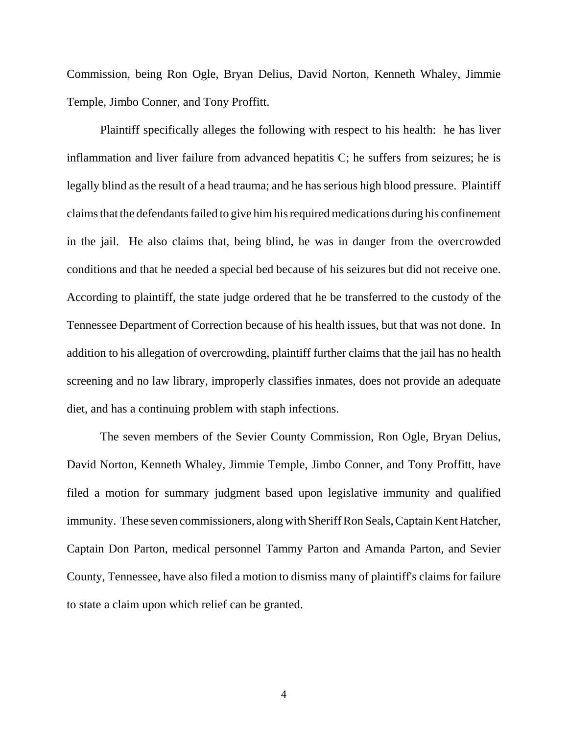Commission, being Ron Ogle, Bryan Delius, David Norton, Kenneth Whaley, Jimmie Temple, Jimbo Conner, and Tony Proffitt.

Plaintiff specifically alleges the following with respect to his health: he has liver inflammation and liver failure from advanced hepatitis C; he suffers from seizures; he is legally blind as the result of a head trauma; and he has serious high blood pressure. Plaintiff claims that the defendants failed to give him his required medications during his confinement in the jail. He also claims that, being blind, he was in danger from the overcrowded conditions and that he needed a special bed because of his seizures but did not receive one. According to plaintiff, the state judge ordered that he be transferred to the custody of the Tennessee Department of Correction because of his health issues, but that was not done. In addition to his allegation of overcrowding, plaintiff further claims that the jail has no health screening and no law library, improperly classifies inmates, does not provide an adequate diet, and has a continuing problem with staph infections.

The seven members of the Sevier County Commission, Ron Ogle, Bryan Delius, David Norton, Kenneth Whaley, Jimmie Temple, Jimbo Conner, and Tony Proffitt, have filed a motion for summary judgment based upon legislative immunity and qualified immunity. These seven commissioners, along with Sheriff Ron Seals, Captain Kent Hatcher, Captain Don Parton, medical personnel Tammy Parton and Amanda Parton, and Sevier County, Tennessee, have also filed a motion to dismiss many of plaintiff's claims for failure to state a claim upon which relief can be granted.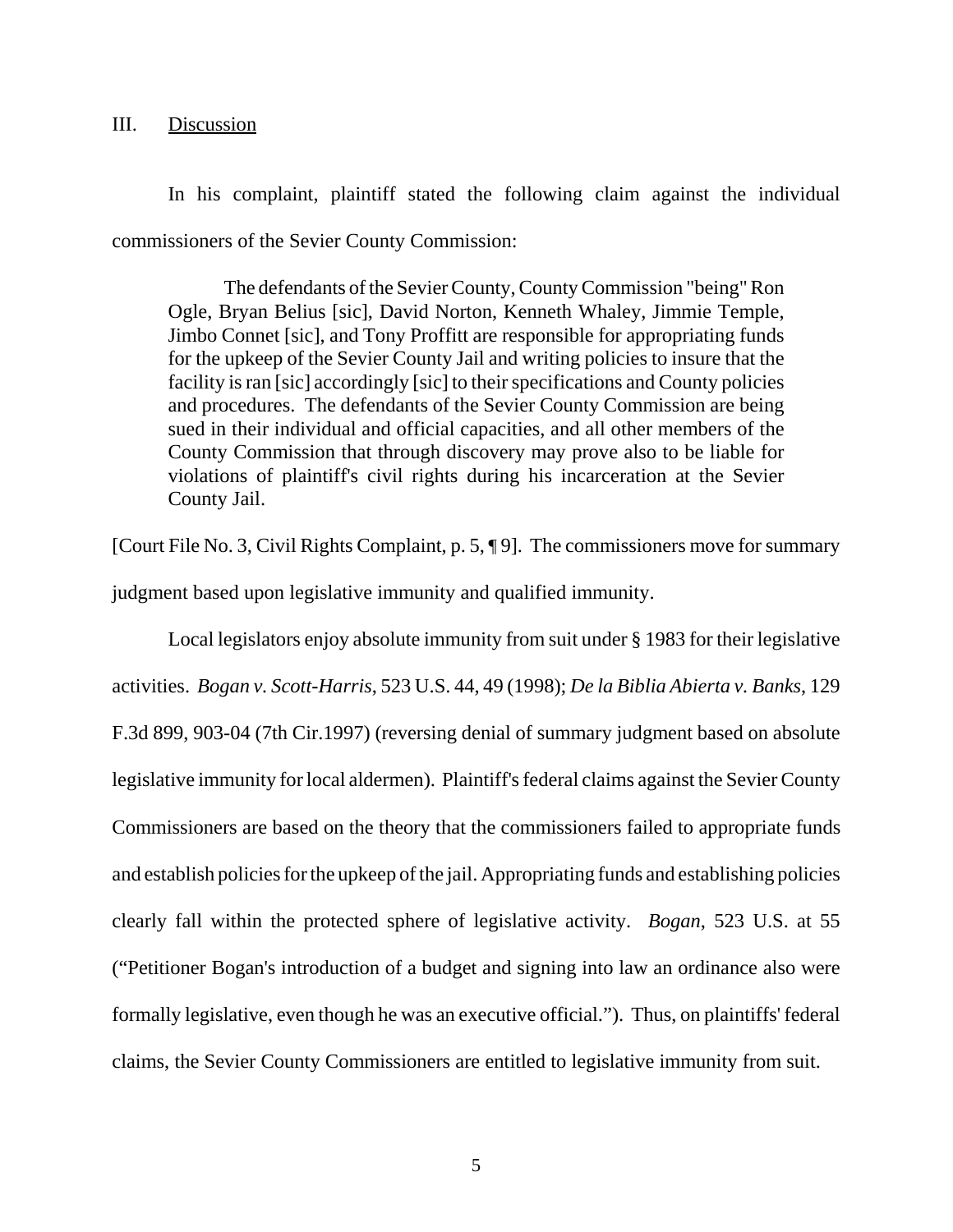## III. Discussion

In his complaint, plaintiff stated the following claim against the individual commissioners of the Sevier County Commission:

> The defendants of the Sevier County, County Commission "being" Ron Ogle, Bryan Belius [sic], David Norton, Kenneth Whaley, Jimmie Temple, Jimbo Connet [sic], and Tony Proffitt are responsible for appropriating funds for the upkeep of the Sevier County Jail and writing policies to insure that the facility is ran [sic] accordingly [sic] to their specifications and County policies and procedures. The defendants of the Sevier County Commission are being sued in their individual and official capacities, and all other members of the County Commission that through discovery may prove also to be liable for violations of plaintiff's civil rights during his incarceration at the Sevier County Jail.

[Court File No. 3, Civil Rights Complaint, p. 5, ¶ 9]. The commissioners move for summary judgment based upon legislative immunity and qualified immunity.

Local legislators enjoy absolute immunity from suit under § 1983 for their legislative activities. *Bogan v. Scott-Harris*, 523 U.S. 44, 49 (1998); *De la Biblia Abierta v. Banks*, 129 F.3d 899, 903-04 (7th Cir.1997) (reversing denial of summary judgment based on absolute legislative immunity for local aldermen). Plaintiff's federal claims against the Sevier County Commissioners are based on the theory that the commissioners failed to appropriate funds and establish policies for the upkeep of the jail. Appropriating funds and establishing policies clearly fall within the protected sphere of legislative activity. *Bogan*, 523 U.S. at 55 ("Petitioner Bogan's introduction of a budget and signing into law an ordinance also were formally legislative, even though he was an executive official."). Thus, on plaintiffs' federal claims, the Sevier County Commissioners are entitled to legislative immunity from suit.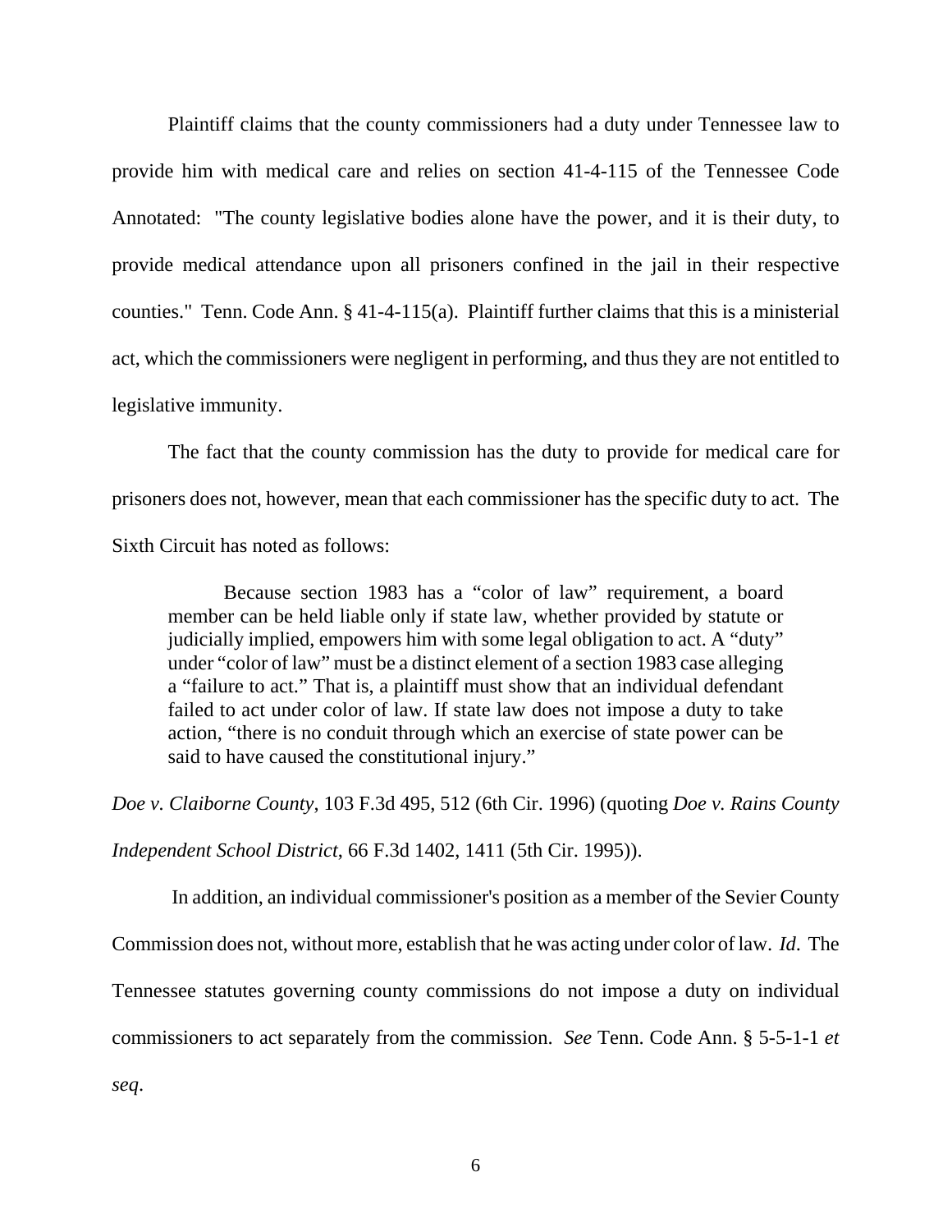Plaintiff claims that the county commissioners had a duty under Tennessee law to provide him with medical care and relies on section 41-4-115 of the Tennessee Code Annotated: "The county legislative bodies alone have the power, and it is their duty, to provide medical attendance upon all prisoners confined in the jail in their respective counties." Tenn. Code Ann. § 41-4-115(a). Plaintiff further claims that this is a ministerial act, which the commissioners were negligent in performing, and thus they are not entitled to legislative immunity.

The fact that the county commission has the duty to provide for medical care for prisoners does not, however, mean that each commissioner has the specific duty to act. The Sixth Circuit has noted as follows:

> Because section 1983 has a "color of law" requirement, a board member can be held liable only if state law, whether provided by statute or judicially implied, empowers him with some legal obligation to act. A "duty" under "color of law" must be a distinct element of a section 1983 case alleging a "failure to act." That is, a plaintiff must show that an individual defendant failed to act under color of law. If state law does not impose a duty to take action, "there is no conduit through which an exercise of state power can be said to have caused the constitutional injury."

*Doe v. Claiborne County*, 103 F.3d 495, 512 (6th Cir. 1996) (quoting *Doe v. Rains County Independent School District*, 66 F.3d 1402, 1411 (5th Cir. 1995)).

In addition, an individual commissioner's position as a member of the Sevier County Commission does not, without more, establish that he was acting under color of law. *Id*. The Tennessee statutes governing county commissions do not impose a duty on individual commissioners to act separately from the commission. *See* Tenn. Code Ann. § 5-5-1-1 *et seq*.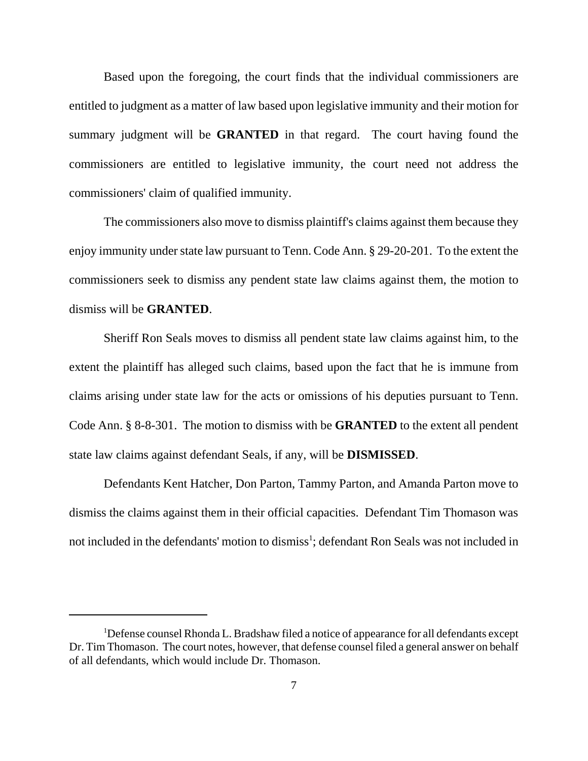Based upon the foregoing, the court finds that the individual commissioners are entitled to judgment as a matter of law based upon legislative immunity and their motion for summary judgment will be **GRANTED** in that regard. The court having found the commissioners are entitled to legislative immunity, the court need not address the commissioners' claim of qualified immunity.

The commissioners also move to dismiss plaintiff's claims against them because they enjoy immunity under state law pursuant to Tenn. Code Ann. § 29-20-201. To the extent the commissioners seek to dismiss any pendent state law claims against them, the motion to dismiss will be **GRANTED**.

Sheriff Ron Seals moves to dismiss all pendent state law claims against him, to the extent the plaintiff has alleged such claims, based upon the fact that he is immune from claims arising under state law for the acts or omissions of his deputies pursuant to Tenn. Code Ann. § 8-8-301. The motion to dismiss with be **GRANTED** to the extent all pendent state law claims against defendant Seals, if any, will be **DISMISSED**.

Defendants Kent Hatcher, Don Parton, Tammy Parton, and Amanda Parton move to dismiss the claims against them in their official capacities. Defendant Tim Thomason was not included in the defendants' motion to dismiss[1]; defendant Ron Seals was not included in

[1] Defense counsel Rhonda L. Bradshaw filed a notice of appearance for all defendants except Dr. Tim Thomason. The court notes, however, that defense counsel filed a general answer on behalf of all defendants, which would include Dr. Thomason.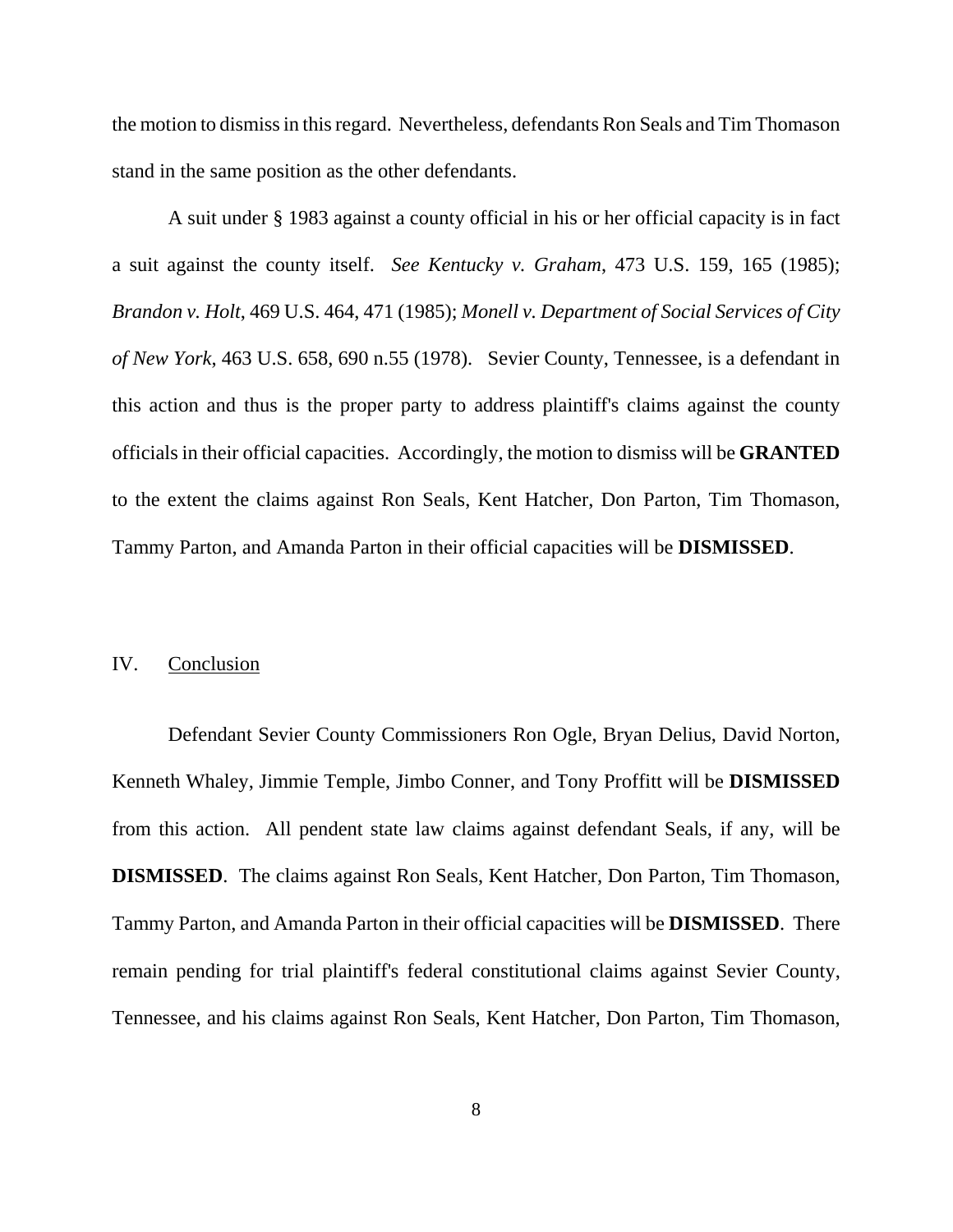the motion to dismiss in this regard. Nevertheless, defendants Ron Seals and Tim Thomason stand in the same position as the other defendants.

A suit under § 1983 against a county official in his or her official capacity is in fact a suit against the county itself. *See Kentucky v. Graham*, 473 U.S. 159, 165 (1985); *Brandon v. Holt*, 469 U.S. 464, 471 (1985); *Monell v. Department of Social Services of City of New York*, 463 U.S. 658, 690 n.55 (1978). Sevier County, Tennessee, is a defendant in this action and thus is the proper party to address plaintiff's claims against the county officials in their official capacities. Accordingly, the motion to dismiss will be **GRANTED** to the extent the claims against Ron Seals, Kent Hatcher, Don Parton, Tim Thomason, Tammy Parton, and Amanda Parton in their official capacities will be **DISMISSED**.

## IV. Conclusion

Defendant Sevier County Commissioners Ron Ogle, Bryan Delius, David Norton, Kenneth Whaley, Jimmie Temple, Jimbo Conner, and Tony Proffitt will be **DISMISSED** from this action. All pendent state law claims against defendant Seals, if any, will be **DISMISSED**. The claims against Ron Seals, Kent Hatcher, Don Parton, Tim Thomason, Tammy Parton, and Amanda Parton in their official capacities will be **DISMISSED**. There remain pending for trial plaintiff's federal constitutional claims against Sevier County, Tennessee, and his claims against Ron Seals, Kent Hatcher, Don Parton, Tim Thomason,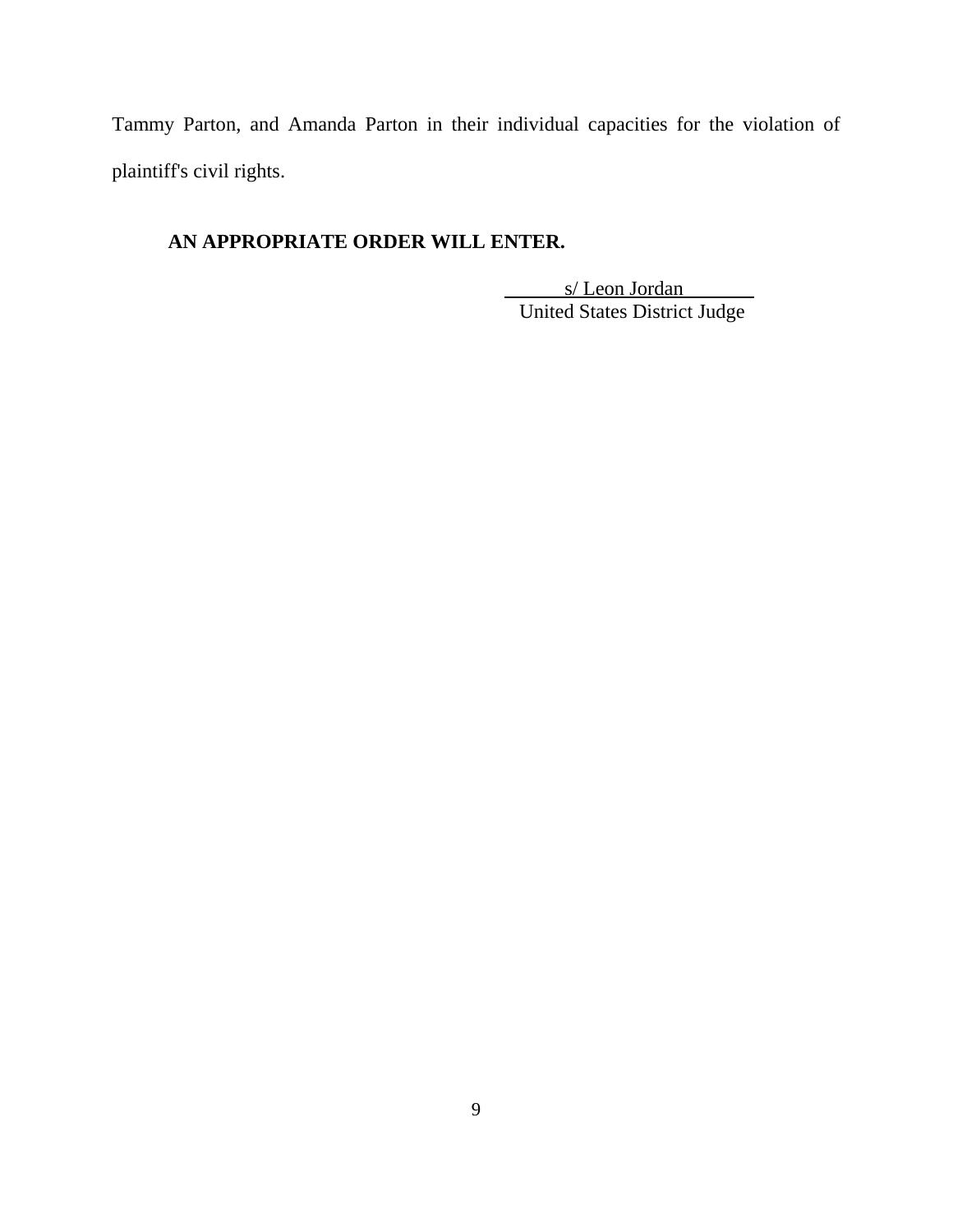Tammy Parton, and Amanda Parton in their individual capacities for the violation of plaintiff's civil rights.

**AN APPROPRIATE ORDER WILL ENTER.**

s/ Leon Jordan
United States District Judge